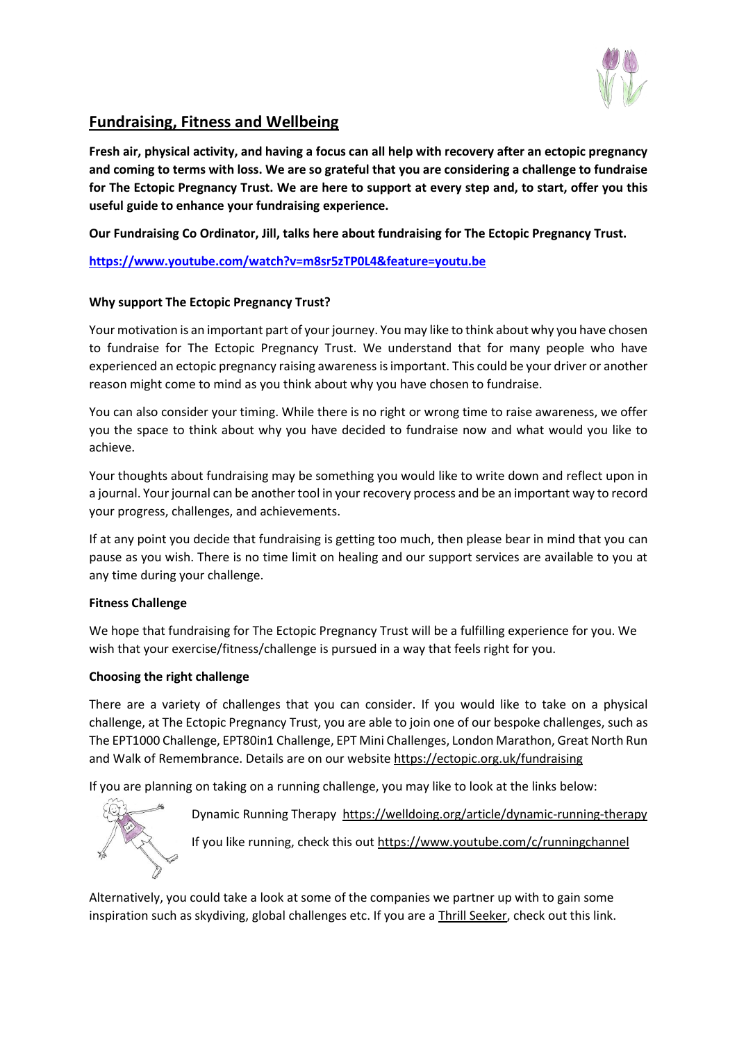## Fundraising, Fitness and Wellbeing

**Fresh air, physical activity, and having a focus can all help with recovery after an ectopic pregnancy and coming to terms with loss. We are so grateful that you are considering a challenge to fundraise for The Ectopic Pregnancy Trust. We are here to support at every step and, to start, offer you this useful guide to enhance your fundraising experience.**

**Our Fundraising Co Ordinator, Jill, talks here about fundraising for The Ectopic Pregnancy Trust.**

**https://www.youtube.com/watch?v=m8sr5zTP0L4&feature=youtu.be**

### Why support The Ectopic Pregnancy Trust?

Your motivation is an important part of your journey. You may like to think about why you have chosen to fundraise for The Ectopic Pregnancy Trust. We understand that for many people who have experienced an ectopic pregnancy raising awareness is important. This could be your driver or another reason might come to mind as you think about why you have chosen to fundraise.

You can also consider your timing. While there is no right or wrong time to raise awareness, we offer you the space to think about why you have decided to fundraise now and what would you like to achieve.

Your thoughts about fundraising may be something you would like to write down and reflect upon in a journal. Your journal can be another tool in your recovery process and be an important way to record your progress, challenges, and achievements.

If at any point you decide that fundraising is getting too much, then please bear in mind that you can pause as you wish. There is no time limit on healing and our support services are available to you at any time during your challenge.

### Fitness Challenge

We hope that fundraising for The Ectopic Pregnancy Trust will be a fulfilling experience for you. We wish that your exercise/fitness/challenge is pursued in a way that feels right for you.

### Choosing the right challenge

There are a variety of challenges that you can consider. If you would like to take on a physical challenge, at The Ectopic Pregnancy Trust, you are able to join one of our bespoke challenges, such as The EPT1000 Challenge, EPT80in1 Challenge, EPT Mini Challenges, London Marathon, Great North Run and Walk of Remembrance. Details are on our website https://ectopic.org.uk/fundraising

If you are planning on taking on a running challenge, you may like to look at the links below:

Dynamic Running Therapy https://welldoing.org/article/dynamic-running-therapy

If you like running, check this out https://www.youtube.com/c/runningchannel

Alternatively, you could take a look at some of the companies we partner up with to gain some inspiration such as skydiving, global challenges etc. If you are a Thrill Seeker, check out this link.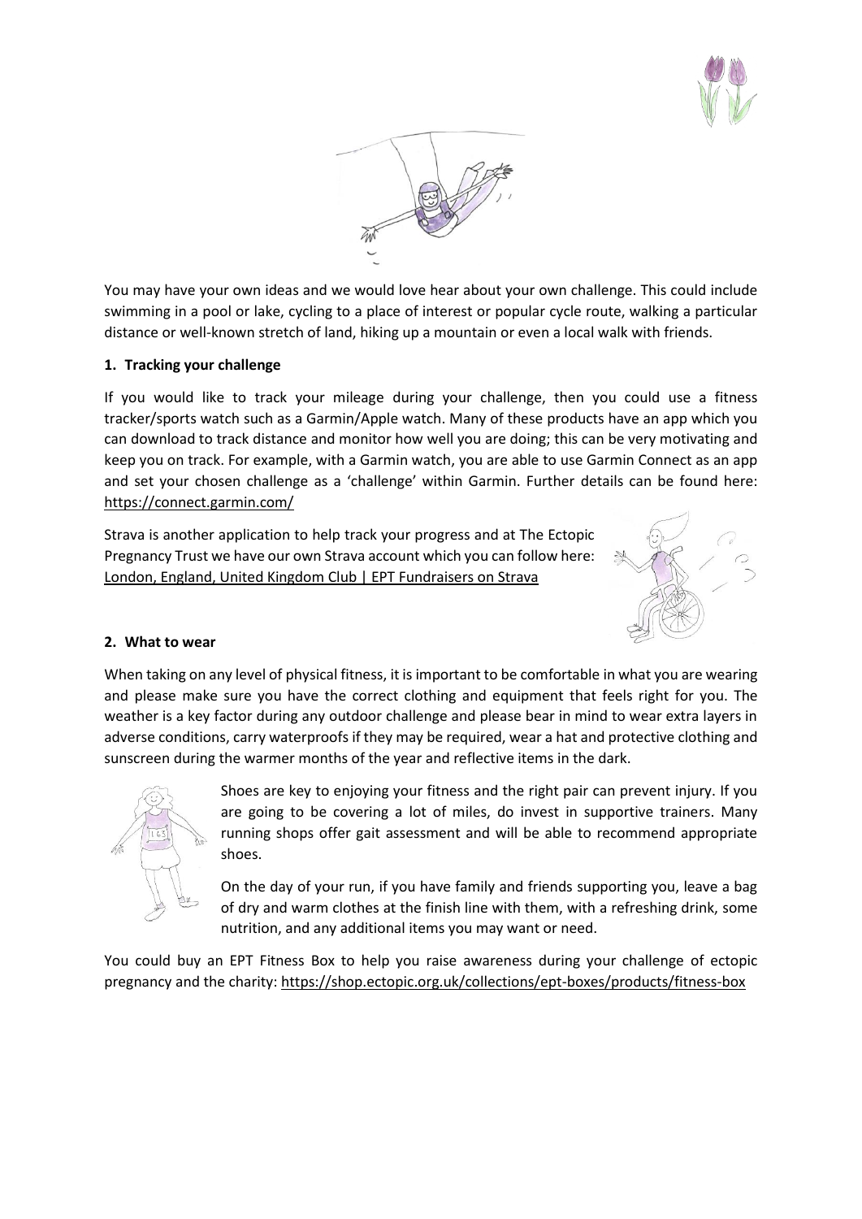You may have your own ideas and we would love hear about your own challenge. This could include swimming in a pool or lake, cycling to a place of interest or popular cycle route, walking a particular distance or well-known stretch of land, hiking up a mountain or even a local walk with friends.

## 1. Tracking your challenge

If you would like to track your mileage during your challenge, then you could use a fitness tracker/sports watch such as a Garmin/Apple watch. Many of these products have an app which you can download to track distance and monitor how well you are doing; this can be very motivating and keep you on track. For example, with a Garmin watch, you are able to use Garmin Connect as an app and set your chosen challenge as a 'challenge' within Garmin. Further details can be found here: https://connect.garmin.com/

Strava is another application to help track your progress and at The Ectopic Pregnancy Trust we have our own Strava account which you can follow here: London, England, United Kingdom Club | EPT Fundraisers on Strava

## 2. What to wear

When taking on any level of physical fitness, it is important to be comfortable in what you are wearing and please make sure you have the correct clothing and equipment that feels right for you. The weather is a key factor during any outdoor challenge and please bear in mind to wear extra layers in adverse conditions, carry waterproofs if they may be required, wear a hat and protective clothing and sunscreen during the warmer months of the year and reflective items in the dark.

Shoes are key to enjoying your fitness and the right pair can prevent injury. If you are going to be covering a lot of miles, do invest in supportive trainers. Many running shops offer gait assessment and will be able to recommend appropriate shoes.

On the day of your run, if you have family and friends supporting you, leave a bag of dry and warm clothes at the finish line with them, with a refreshing drink, some nutrition, and any additional items you may want or need.

You could buy an EPT Fitness Box to help you raise awareness during your challenge of ectopic pregnancy and the charity: https://shop.ectopic.org.uk/collections/ept-boxes/products/fitness-box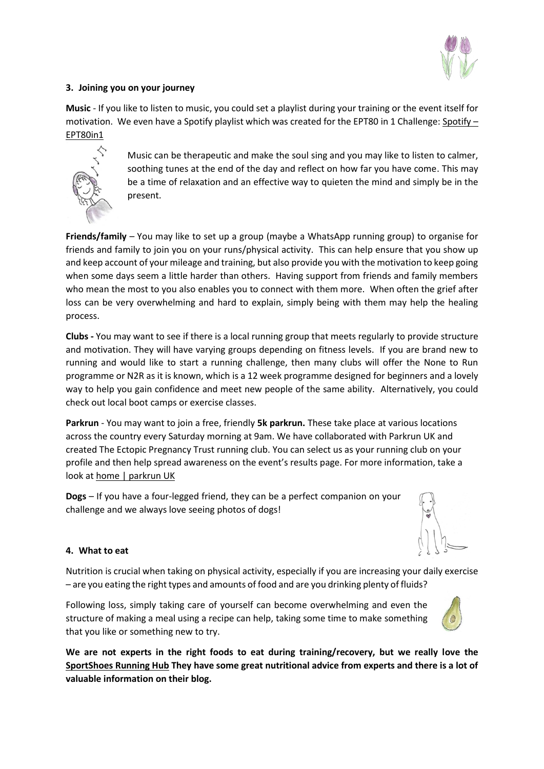### 3. Joining you on your journey

**Music** - If you like to listen to music, you could set a playlist during your training or the event itself for motivation. We even have a Spotify playlist which was created for the EPT80 in 1 Challenge: Spotify – EPT80in1

Music can be therapeutic and make the soul sing and you may like to listen to calmer, soothing tunes at the end of the day and reflect on how far you have come. This may be a time of relaxation and an effective way to quieten the mind and simply be in the present.

**Friends/family** – You may like to set up a group (maybe a WhatsApp running group) to organise for friends and family to join you on your runs/physical activity. This can help ensure that you show up and keep account of your mileage and training, but also provide you with the motivation to keep going when some days seem a little harder than others. Having support from friends and family members who mean the most to you also enables you to connect with them more. When often the grief after loss can be very overwhelming and hard to explain, simply being with them may help the healing process.

**Clubs -** You may want to see if there is a local running group that meets regularly to provide structure and motivation. They will have varying groups depending on fitness levels. If you are brand new to running and would like to start a running challenge, then many clubs will offer the None to Run programme or N2R as it is known, which is a 12 week programme designed for beginners and a lovely way to help you gain confidence and meet new people of the same ability. Alternatively, you could check out local boot camps or exercise classes.

**Parkrun** - You may want to join a free, friendly **5k parkrun.** These take place at various locations across the country every Saturday morning at 9am. We have collaborated with Parkrun UK and created The Ectopic Pregnancy Trust running club. You can select us as your running club on your profile and then help spread awareness on the event's results page. For more information, take a look at home | parkrun UK

**Dogs** – If you have a four-legged friend, they can be a perfect companion on your challenge and we always love seeing photos of dogs!

### 4. What to eat

Nutrition is crucial when taking on physical activity, especially if you are increasing your daily exercise – are you eating the right types and amounts of food and are you drinking plenty of fluids?

Following loss, simply taking care of yourself can become overwhelming and even the structure of making a meal using a recipe can help, taking some time to make something that you like or something new to try.

**We are not experts in the right foods to eat during training/recovery, but we really love the SportShoes Running Hub They have some great nutritional advice from experts and there is a lot of valuable information on their blog.**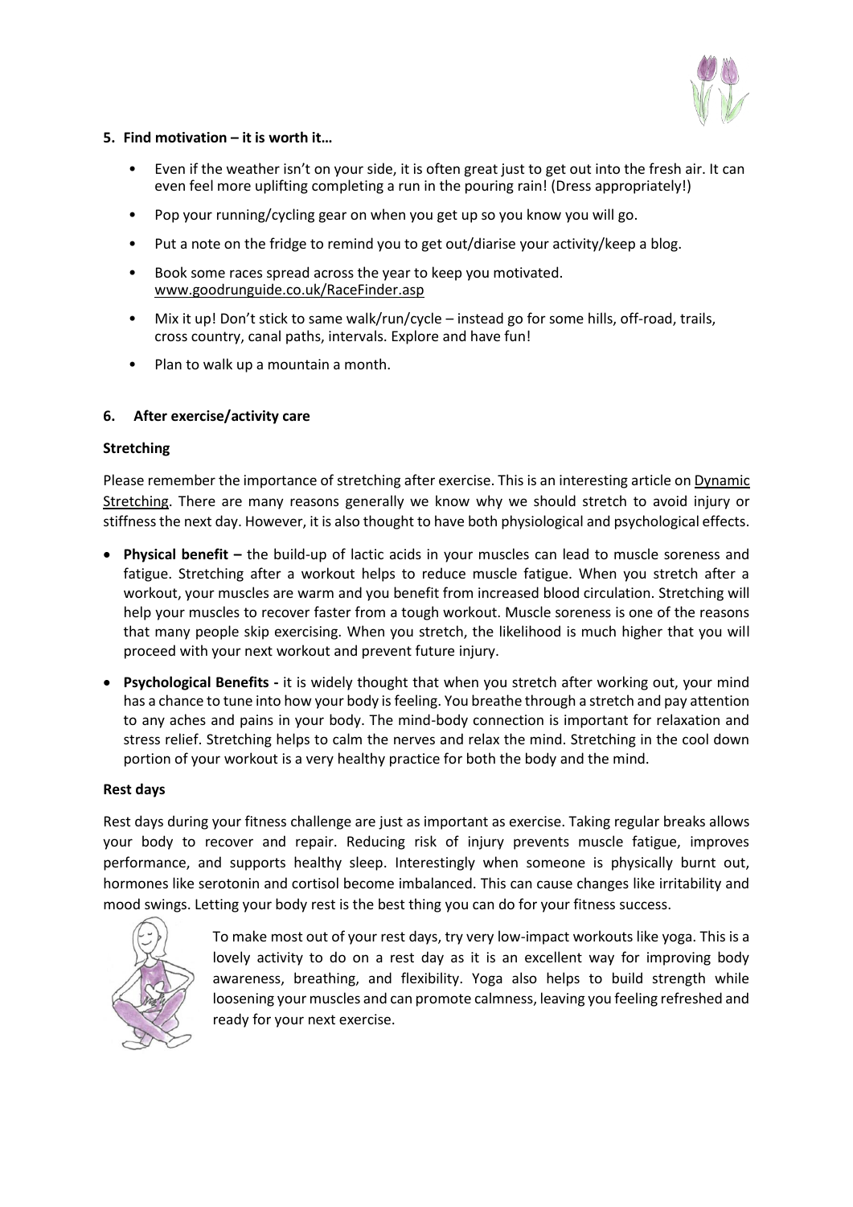**5. Find motivation – it is worth it…**

- Even if the weather isn't on your side, it is often great just to get out into the fresh air. It can even feel more uplifting completing a run in the pouring rain! (Dress appropriately!)
- Pop your running/cycling gear on when you get up so you know you will go.
- Put a note on the fridge to remind you to get out/diarise your activity/keep a blog.
- Book some races spread across the year to keep you motivated. www.goodrunguide.co.uk/RaceFinder.asp
- Mix it up! Don't stick to same walk/run/cycle – instead go for some hills, off-road, trails, cross country, canal paths, intervals. Explore and have fun!
- Plan to walk up a mountain a month.

**6. After exercise/activity care**

**Stretching**

Please remember the importance of stretching after exercise. This is an interesting article on Dynamic Stretching. There are many reasons generally we know why we should stretch to avoid injury or stiffness the next day. However, it is also thought to have both physiological and psychological effects.

- **Physical benefit –** the build-up of lactic acids in your muscles can lead to muscle soreness and fatigue. Stretching after a workout helps to reduce muscle fatigue. When you stretch after a workout, your muscles are warm and you benefit from increased blood circulation. Stretching will help your muscles to recover faster from a tough workout. Muscle soreness is one of the reasons that many people skip exercising. When you stretch, the likelihood is much higher that you will proceed with your next workout and prevent future injury.
- **Psychological Benefits -** it is widely thought that when you stretch after working out, your mind has a chance to tune into how your body is feeling. You breathe through a stretch and pay attention to any aches and pains in your body. The mind-body connection is important for relaxation and stress relief. Stretching helps to calm the nerves and relax the mind. Stretching in the cool down portion of your workout is a very healthy practice for both the body and the mind.

**Rest days**

Rest days during your fitness challenge are just as important as exercise. Taking regular breaks allows your body to recover and repair. Reducing risk of injury prevents muscle fatigue, improves performance, and supports healthy sleep. Interestingly when someone is physically burnt out, hormones like serotonin and cortisol become imbalanced. This can cause changes like irritability and mood swings. Letting your body rest is the best thing you can do for your fitness success.

To make most out of your rest days, try very low-impact workouts like yoga. This is a lovely activity to do on a rest day as it is an excellent way for improving body awareness, breathing, and flexibility. Yoga also helps to build strength while loosening your muscles and can promote calmness, leaving you feeling refreshed and ready for your next exercise.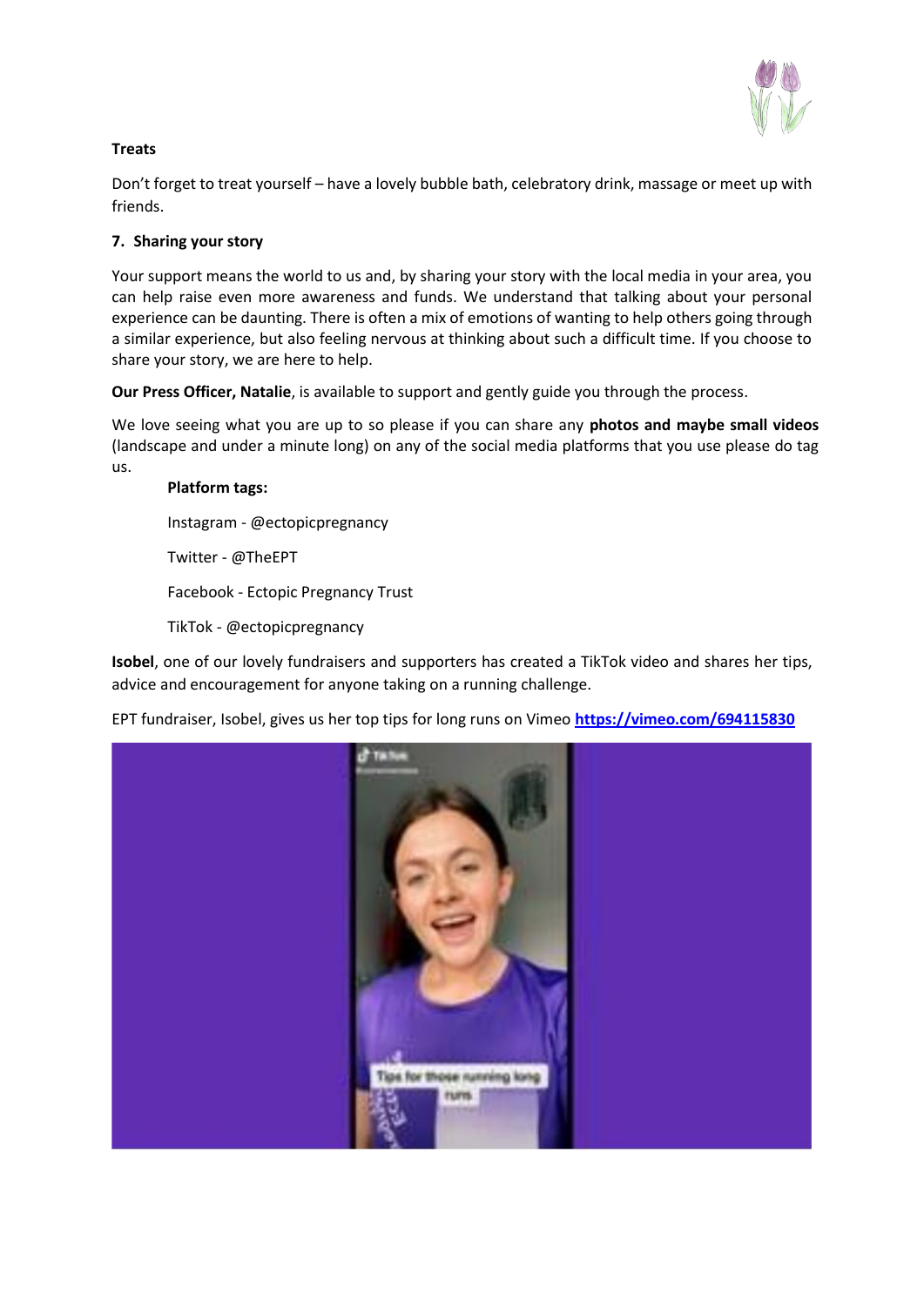**Treats**

Don't forget to treat yourself – have a lovely bubble bath, celebratory drink, massage or meet up with friends.

## 7. Sharing your story

Your support means the world to us and, by sharing your story with the local media in your area, you can help raise even more awareness and funds. We understand that talking about your personal experience can be daunting. There is often a mix of emotions of wanting to help others going through a similar experience, but also feeling nervous at thinking about such a difficult time. If you choose to share your story, we are here to help.

**Our Press Officer, Natalie**, is available to support and gently guide you through the process.

We love seeing what you are up to so please if you can share any **photos and maybe small videos** (landscape and under a minute long) on any of the social media platforms that you use please do tag us.

**Platform tags:**

Instagram - @ectopicpregnancy

Twitter - @TheEPT

Facebook - Ectopic Pregnancy Trust

TikTok - @ectopicpregnancy

**Isobel**, one of our lovely fundraisers and supporters has created a TikTok video and shares her tips, advice and encouragement for anyone taking on a running challenge.

EPT fundraiser, Isobel, gives us her top tips for long runs on Vimeo **https://vimeo.com/694115830**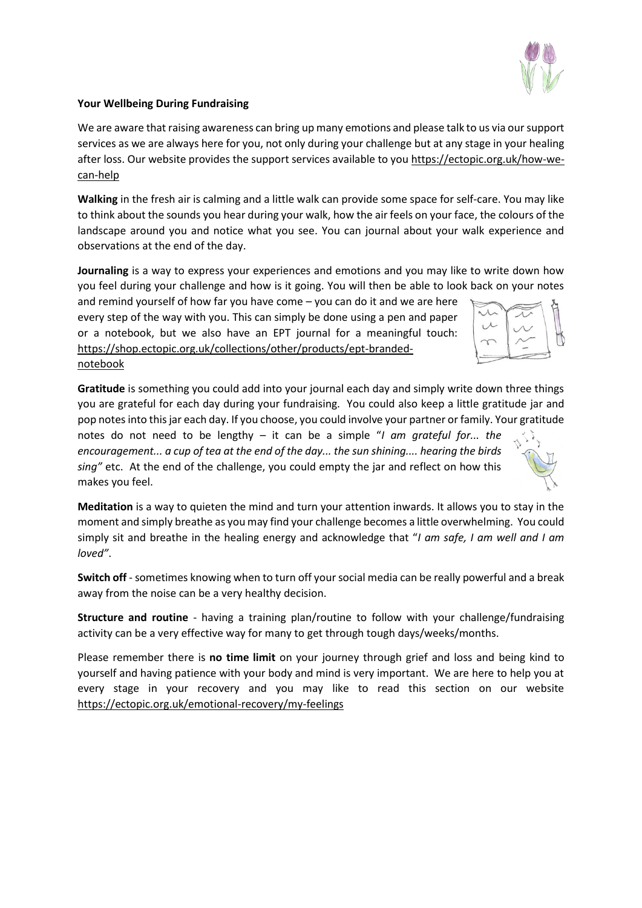**Your Wellbeing During Fundraising**

We are aware that raising awareness can bring up many emotions and please talk to us via our support services as we are always here for you, not only during your challenge but at any stage in your healing after loss. Our website provides the support services available to you https://ectopic.org.uk/how-we-can-help

**Walking** in the fresh air is calming and a little walk can provide some space for self-care. You may like to think about the sounds you hear during your walk, how the air feels on your face, the colours of the landscape around you and notice what you see. You can journal about your walk experience and observations at the end of the day.

**Journaling** is a way to express your experiences and emotions and you may like to write down how you feel during your challenge and how is it going. You will then be able to look back on your notes and remind yourself of how far you have come – you can do it and we are here every step of the way with you. This can simply be done using a pen and paper or a notebook, but we also have an EPT journal for a meaningful touch: https://shop.ectopic.org.uk/collections/other/products/ept-branded-notebook

**Gratitude** is something you could add into your journal each day and simply write down three things you are grateful for each day during your fundraising. You could also keep a little gratitude jar and pop notes into this jar each day. If you choose, you could involve your partner or family. Your gratitude notes do not need to be lengthy – it can be a simple "*I am grateful for... the encouragement... a cup of tea at the end of the day... the sun shining.... hearing the birds sing"* etc. At the end of the challenge, you could empty the jar and reflect on how this makes you feel.

**Meditation** is a way to quieten the mind and turn your attention inwards. It allows you to stay in the moment and simply breathe as you may find your challenge becomes a little overwhelming. You could simply sit and breathe in the healing energy and acknowledge that "*I am safe, I am well and I am loved"*.

**Switch off** - sometimes knowing when to turn off your social media can be really powerful and a break away from the noise can be a very healthy decision.

**Structure and routine** - having a training plan/routine to follow with your challenge/fundraising activity can be a very effective way for many to get through tough days/weeks/months.

Please remember there is **no time limit** on your journey through grief and loss and being kind to yourself and having patience with your body and mind is very important. We are here to help you at every stage in your recovery and you may like to read this section on our website https://ectopic.org.uk/emotional-recovery/my-feelings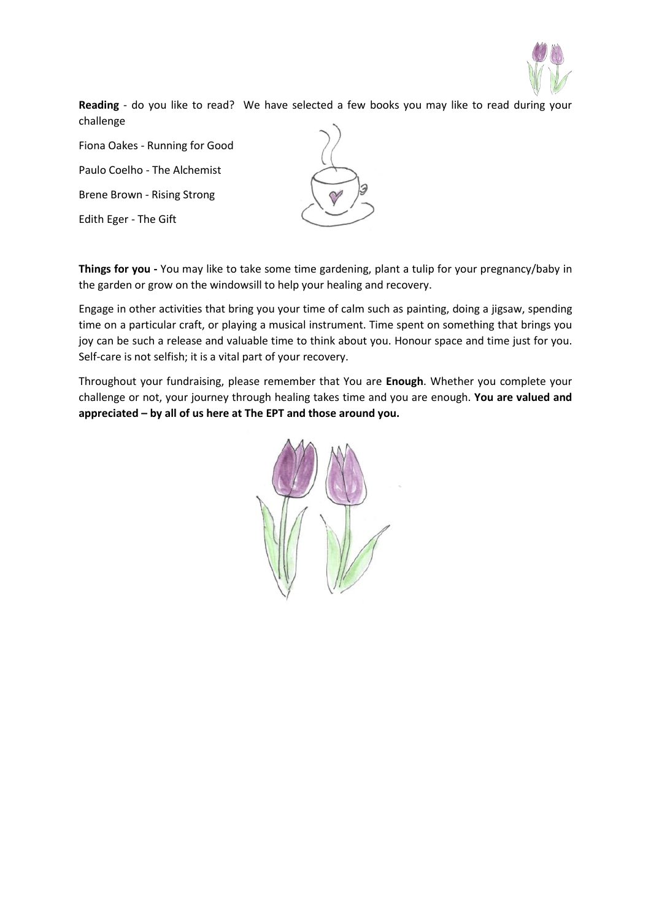**Reading** - do you like to read? We have selected a few books you may like to read during your challenge

Fiona Oakes - Running for Good

Paulo Coelho - The Alchemist

Brene Brown - Rising Strong

Edith Eger - The Gift

**Things for you -** You may like to take some time gardening, plant a tulip for your pregnancy/baby in the garden or grow on the windowsill to help your healing and recovery.

Engage in other activities that bring you your time of calm such as painting, doing a jigsaw, spending time on a particular craft, or playing a musical instrument. Time spent on something that brings you joy can be such a release and valuable time to think about you. Honour space and time just for you. Self-care is not selfish; it is a vital part of your recovery.

Throughout your fundraising, please remember that You are **Enough**. Whether you complete your challenge or not, your journey through healing takes time and you are enough. **You are valued and appreciated – by all of us here at The EPT and those around you.**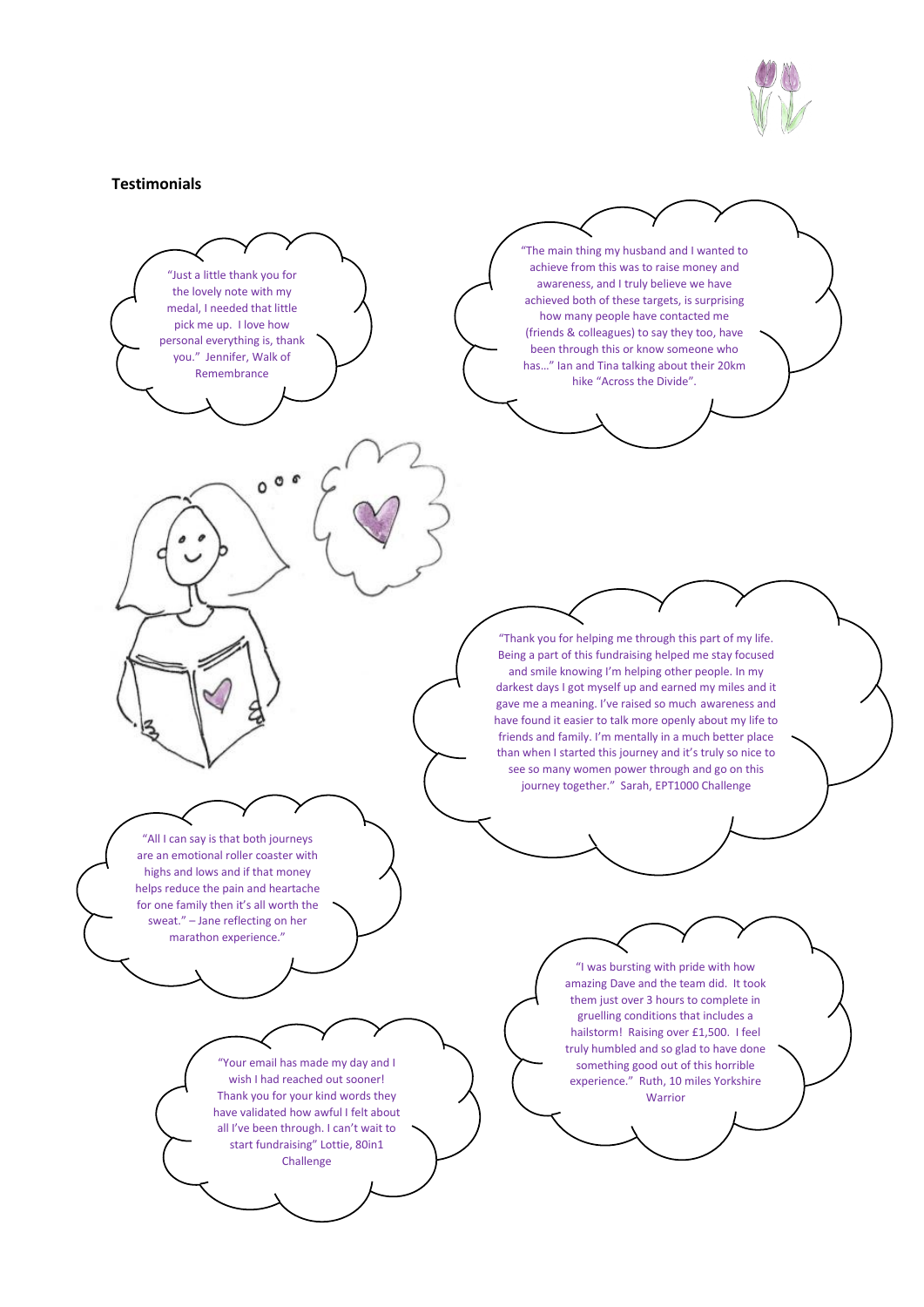## Testimonials

"Just a little thank you for the lovely note with my medal, I needed that little pick me up. I love how personal everything is, thank you." Jennifer, Walk of Remembrance

"The main thing my husband and I wanted to achieve from this was to raise money and awareness, and I truly believe we have achieved both of these targets, is surprising how many people have contacted me (friends & colleagues) to say they too, have been through this or know someone who has…" Ian and Tina talking about their 20km hike "Across the Divide".

"Thank you for helping me through this part of my life. Being a part of this fundraising helped me stay focused and smile knowing I'm helping other people. In my darkest days I got myself up and earned my miles and it gave me a meaning. I've raised so much awareness and have found it easier to talk more openly about my life to friends and family. I'm mentally in a much better place than when I started this journey and it's truly so nice to see so many women power through and go on this journey together." Sarah, EPT1000 Challenge

"All I can say is that both journeys are an emotional roller coaster with highs and lows and if that money helps reduce the pain and heartache for one family then it's all worth the sweat." – Jane reflecting on her marathon experience."

"I was bursting with pride with how amazing Dave and the team did. It took them just over 3 hours to complete in gruelling conditions that includes a hailstorm! Raising over £1,500. I feel truly humbled and so glad to have done something good out of this horrible experience." Ruth, 10 miles Yorkshire Warrior

"Your email has made my day and I wish I had reached out sooner! Thank you for your kind words they have validated how awful I felt about all I've been through. I can't wait to start fundraising" Lottie, 80in1 Challenge